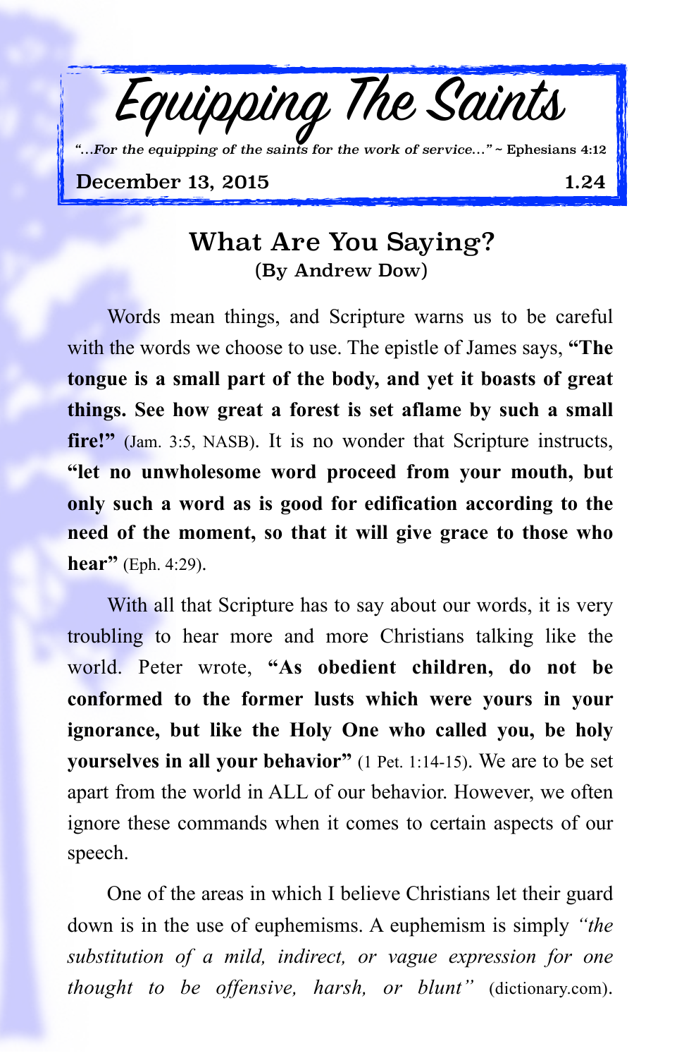# Equipping The Saints

*"...For the equipping of the saints for the work of service..."* ~ Ephesians 4:12

December 13, 2015 1.24

## What Are You Saying?

**(By Andrew Dow)**

Words mean things, and Scripture warns us to be careful with the words we choose to use. The epistle of James says, **"The tongue is a small part of the body, and yet it boasts of great things. See how great a forest is set aflame by such a small fire!"** (Jam. 3:5, NASB). It is no wonder that Scripture instructs, **"let no unwholesome word proceed from your mouth, but only such a word as is good for edification according to the need of the moment, so that it will give grace to those who hear"** (Eph. 4:29).

With all that Scripture has to say about our words, it is very troubling to hear more and more Christians talking like the world. Peter wrote, **"As obedient children, do not be conformed to the former lusts which were yours in your ignorance, but like the Holy One who called you, be holy yourselves in all your behavior"** (1 Pet. 1:14-15). We are to be set apart from the world in ALL of our behavior. However, we often ignore these commands when it comes to certain aspects of our speech.

One of the areas in which I believe Christians let their guard down is in the use of euphemisms. A euphemism is simply *"the substitution of a mild, indirect, or vague expression for one thought to be offensive, harsh, or blunt"* (dictionary.com).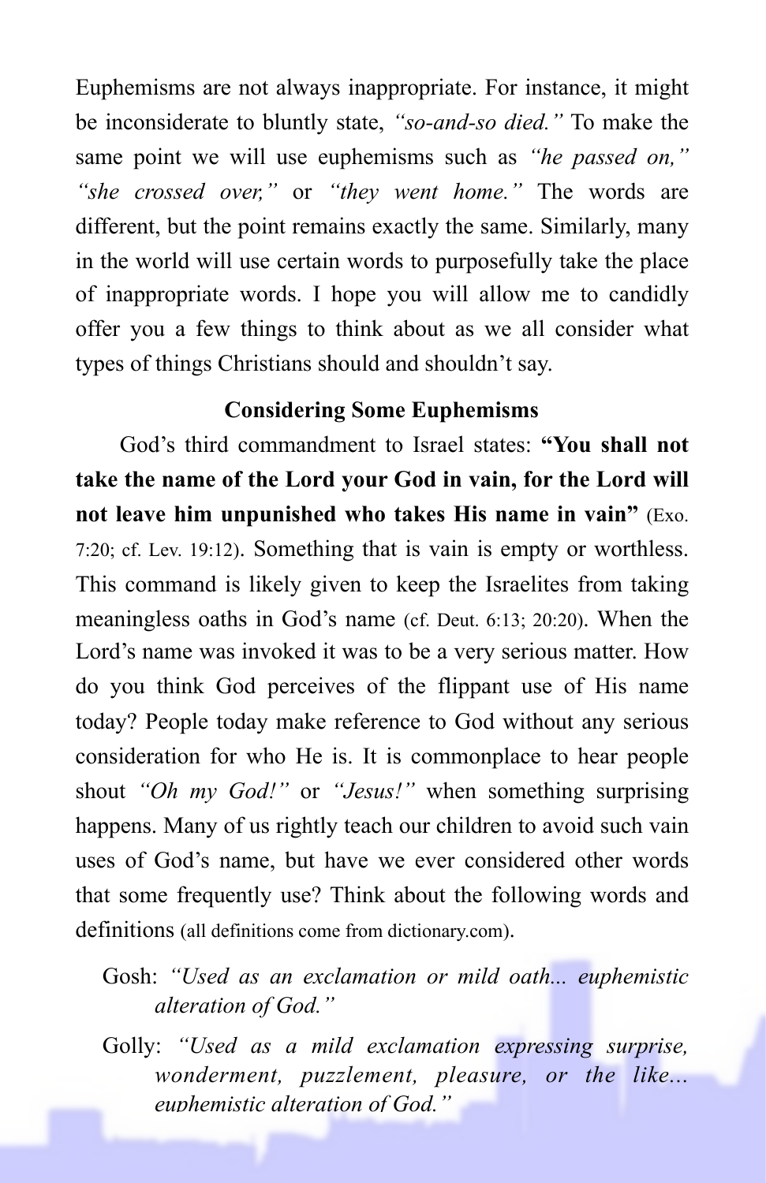Euphemisms are not always inappropriate. For instance, it might be inconsiderate to bluntly state, *"so-and-so died."* To make the same point we will use euphemisms such as *"he passed on," "she crossed over,"* or *"they went home."* The words are different, but the point remains exactly the same. Similarly, many in the world will use certain words to purposefully take the place of inappropriate words. I hope you will allow me to candidly offer you a few things to think about as we all consider what types of things Christians should and shouldn't say.

### Considering Some Euphemisms

God's third commandment to Israel states: **"You shall not take the name of the Lord your God in vain, for the Lord will not leave him unpunished who takes His name in vain"** (Exo. 7:20; cf. Lev. 19:12). Something that is vain is empty or worthless. This command is likely given to keep the Israelites from taking meaningless oaths in God's name (cf. Deut. 6:13; 20:20). When the Lord's name was invoked it was to be a very serious matter. How do you think God perceives of the flippant use of His name today? People today make reference to God without any serious consideration for who He is. It is commonplace to hear people shout *"Oh my God!"* or *"Jesus!"* when something surprising happens. Many of us rightly teach our children to avoid such vain uses of God's name, but have we ever considered other words that some frequently use? Think about the following words and definitions (all definitions come from dictionary.com).

Gosh: *"Used as an exclamation or mild oath... euphemistic alteration of God."*

Golly: *"Used as a mild exclamation expressing surprise, wonderment, puzzlement, pleasure, or the like... euphemistic alteration of God."*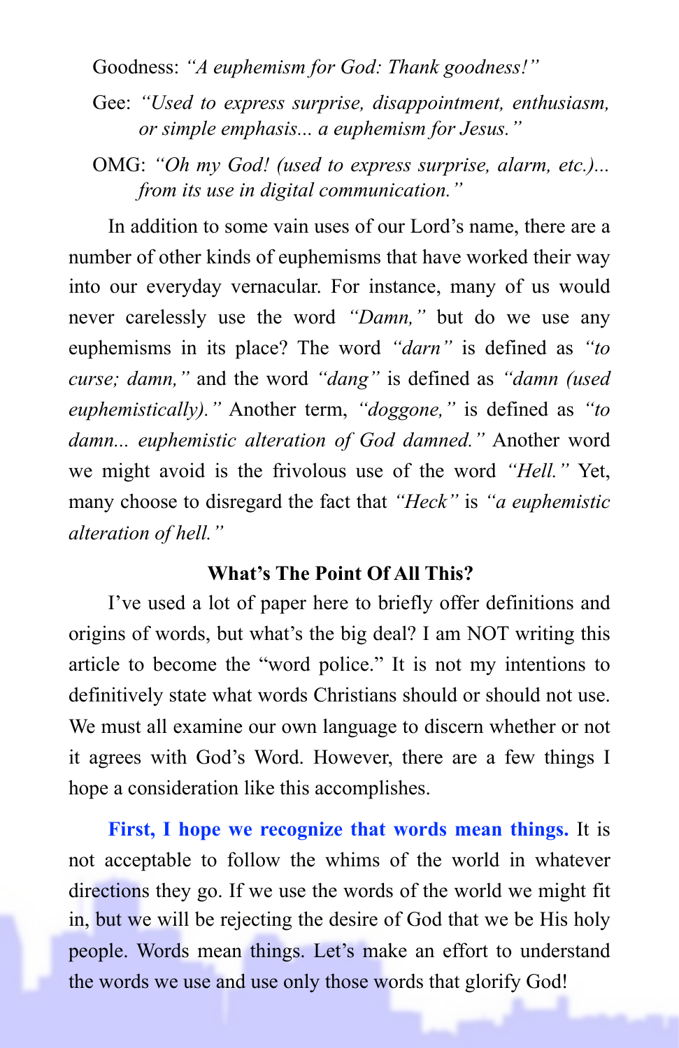Goodness: *"A euphemism for God: Thank goodness!"*

Gee: *"Used to express surprise, disappointment, enthusiasm, or simple emphasis... a euphemism for Jesus."*

OMG: *"Oh my God! (used to express surprise, alarm, etc.)... from its use in digital communication."*

In addition to some vain uses of our Lord's name, there are a number of other kinds of euphemisms that have worked their way into our everyday vernacular. For instance, many of us would never carelessly use the word *"Damn,"* but do we use any euphemisms in its place? The word *"darn"* is defined as *"to curse; damn,"* and the word *"dang"* is defined as *"damn (used euphemistically)."* Another term, *"doggone,"* is defined as *"to damn... euphemistic alteration of God damned."* Another word we might avoid is the frivolous use of the word *"Hell."* Yet, many choose to disregard the fact that *"Heck"* is *"a euphemistic alteration of hell."*

**What's The Point Of All This?**

I've used a lot of paper here to briefly offer definitions and origins of words, but what's the big deal? I am NOT writing this article to become the "word police." It is not my intentions to definitively state what words Christians should or should not use. We must all examine our own language to discern whether or not it agrees with God's Word. However, there are a few things I hope a consideration like this accomplishes.

**First, I hope we recognize that words mean things.** It is not acceptable to follow the whims of the world in whatever directions they go. If we use the words of the world we might fit in, but we will be rejecting the desire of God that we be His holy people. Words mean things. Let's make an effort to understand the words we use and use only those words that glorify God!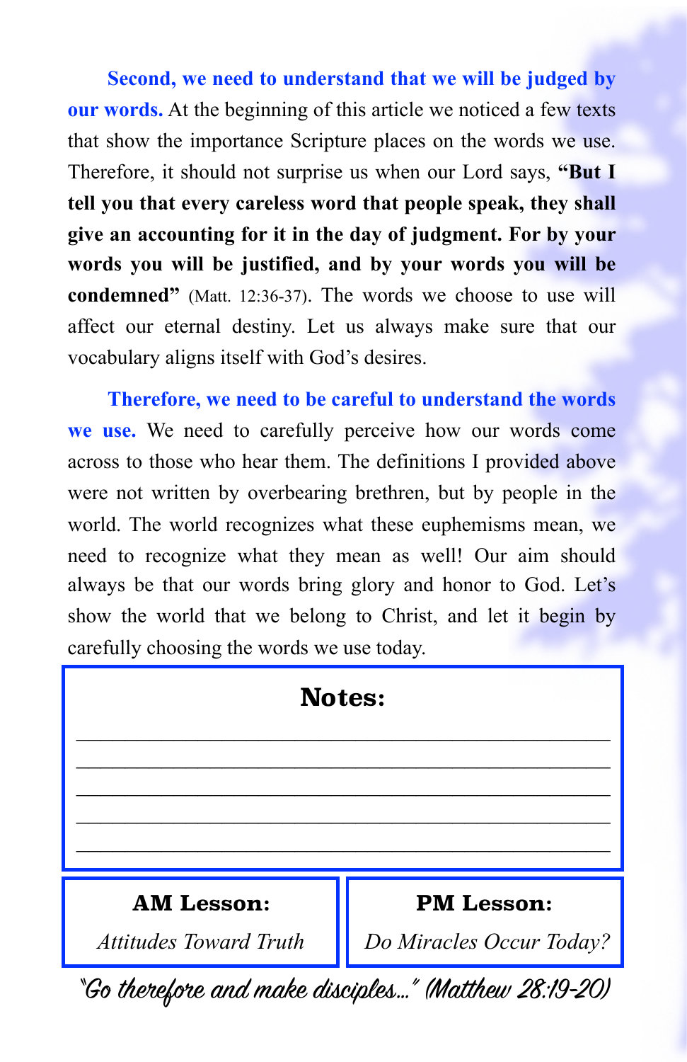**Second, we need to understand that we will be judged by our words.** At the beginning of this article we noticed a few texts that show the importance Scripture places on the words we use. Therefore, it should not surprise us when our Lord says, **"But I tell you that every careless word that people speak, they shall give an accounting for it in the day of judgment. For by your words you will be justified, and by your words you will be condemned"** (Matt. 12:36-37). The words we choose to use will affect our eternal destiny. Let us always make sure that our vocabulary aligns itself with God's desires.

**Therefore, we need to be careful to understand the words we use.** We need to carefully perceive how our words come across to those who hear them. The definitions I provided above were not written by overbearing brethren, but by people in the world. The world recognizes what these euphemisms mean, we need to recognize what they mean as well! Our aim should always be that our words bring glory and honor to God. Let's show the world that we belong to Christ, and let it begin by carefully choosing the words we use today.

## Notes:

\_\_\_\_\_\_\_\_\_\_\_\_\_\_\_\_\_\_\_\_\_\_\_\_\_\_\_\_\_\_\_\_\_\_\_\_\_\_\_\_

\_\_\_\_\_\_\_\_\_\_\_\_\_\_\_\_\_\_\_\_\_\_\_\_\_\_\_\_\_\_\_\_\_\_\_\_\_\_\_\_

\_\_\_\_\_\_\_\_\_\_\_\_\_\_\_\_\_\_\_\_\_\_\_\_\_\_\_\_\_\_\_\_\_\_\_\_\_\_\_\_

\_\_\_\_\_\_\_\_\_\_\_\_\_\_\_\_\_\_\_\_\_\_\_\_\_\_\_\_\_\_\_\_\_\_\_\_\_\_\_\_

\_\_\_\_\_\_\_\_\_\_\_\_\_\_\_\_\_\_\_\_\_\_\_\_\_\_\_\_\_\_\_\_\_\_\_\_\_\_\_\_

**AM Lesson:**

*Attitudes Toward Truth*

**PM Lesson:**

*Do Miracles Occur Today?*

*"Go therefore and make disciples..." (Matthew 28:19-20)*